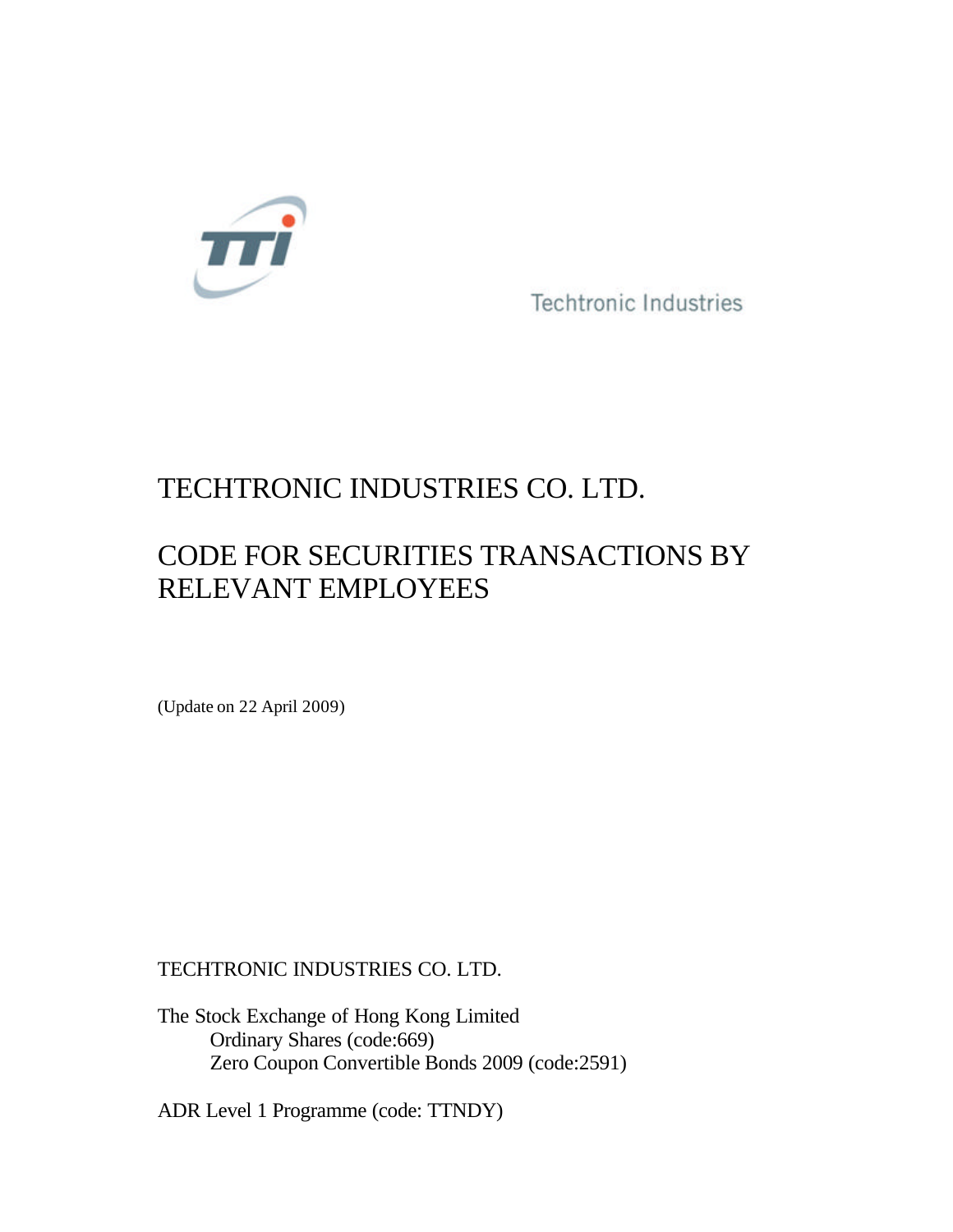Techtronic Industries

# TECHTRONIC INDUSTRIES CO. LTD.

# CODE FOR SECURITIES TRANSACTIONS BY RELEVANT EMPLOYEES

(Update on 22 April 2009)

TECHTRONIC INDUSTRIES CO. LTD.

The Stock Exchange of Hong Kong Limited
  Ordinary Shares (code:669)
  Zero Coupon Convertible Bonds 2009 (code:2591)

ADR Level 1 Programme (code: TTNDY)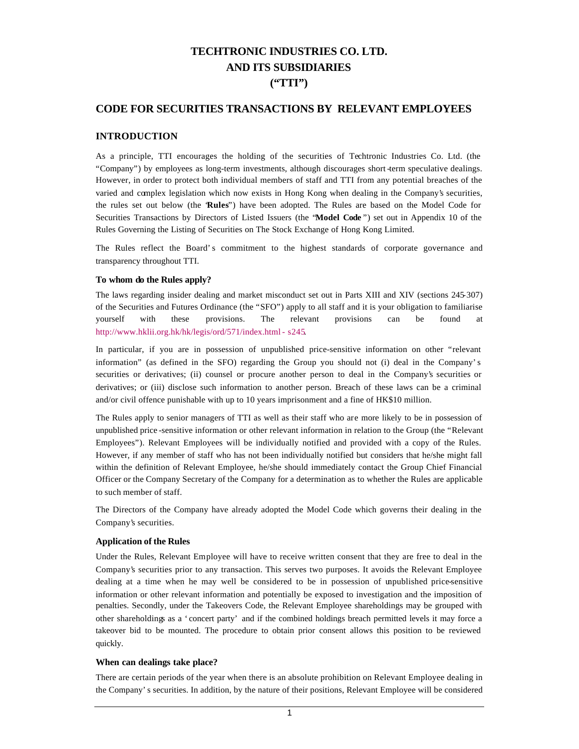# TECHTRONIC INDUSTRIES CO. LTD.
# AND ITS SUBSIDIARIES
# ("TTI")

## CODE FOR SECURITIES TRANSACTIONS BY RELEVANT EMPLOYEES

## INTRODUCTION

As a principle, TTI encourages the holding of the securities of Techtronic Industries Co. Ltd. (the "Company") by employees as long-term investments, although discourages short-term speculative dealings. However, in order to protect both individual members of staff and TTI from any potential breaches of the varied and complex legislation which now exists in Hong Kong when dealing in the Company's securities, the rules set out below (the "**Rules**") have been adopted. The Rules are based on the Model Code for Securities Transactions by Directors of Listed Issuers (the "**Model Code**") set out in Appendix 10 of the Rules Governing the Listing of Securities on The Stock Exchange of Hong Kong Limited.

The Rules reflect the Board's commitment to the highest standards of corporate governance and transparency throughout TTI.

### To whom do the Rules apply?

The laws regarding insider dealing and market misconduct set out in Parts XIII and XIV (sections 245-307) of the Securities and Futures Ordinance (the "SFO") apply to all staff and it is your obligation to familiarise yourself with these provisions. The relevant provisions can be found at http://www.hklii.org.hk/hk/legis/ord/571/index.html - s245.

In particular, if you are in possession of unpublished price-sensitive information on other "relevant information" (as defined in the SFO) regarding the Group you should not (i) deal in the Company's securities or derivatives; (ii) counsel or procure another person to deal in the Company's securities or derivatives; or (iii) disclose such information to another person. Breach of these laws can be a criminal and/or civil offence punishable with up to 10 years imprisonment and a fine of HK$10 million.

The Rules apply to senior managers of TTI as well as their staff who are more likely to be in possession of unpublished price-sensitive information or other relevant information in relation to the Group (the "Relevant Employees"). Relevant Employees will be individually notified and provided with a copy of the Rules. However, if any member of staff who has not been individually notified but considers that he/she might fall within the definition of Relevant Employee, he/she should immediately contact the Group Chief Financial Officer or the Company Secretary of the Company for a determination as to whether the Rules are applicable to such member of staff.

The Directors of the Company have already adopted the Model Code which governs their dealing in the Company's securities.

### Application of the Rules

Under the Rules, Relevant Employee will have to receive written consent that they are free to deal in the Company's securities prior to any transaction. This serves two purposes. It avoids the Relevant Employee dealing at a time when he may well be considered to be in possession of unpublished price-sensitive information or other relevant information and potentially be exposed to investigation and the imposition of penalties. Secondly, under the Takeovers Code, the Relevant Employee shareholdings may be grouped with other shareholdings as a 'concert party' and if the combined holdings breach permitted levels it may force a takeover bid to be mounted. The procedure to obtain prior consent allows this position to be reviewed quickly.

### When can dealings take place?

There are certain periods of the year when there is an absolute prohibition on Relevant Employee dealing in the Company's securities. In addition, by the nature of their positions, Relevant Employee will be considered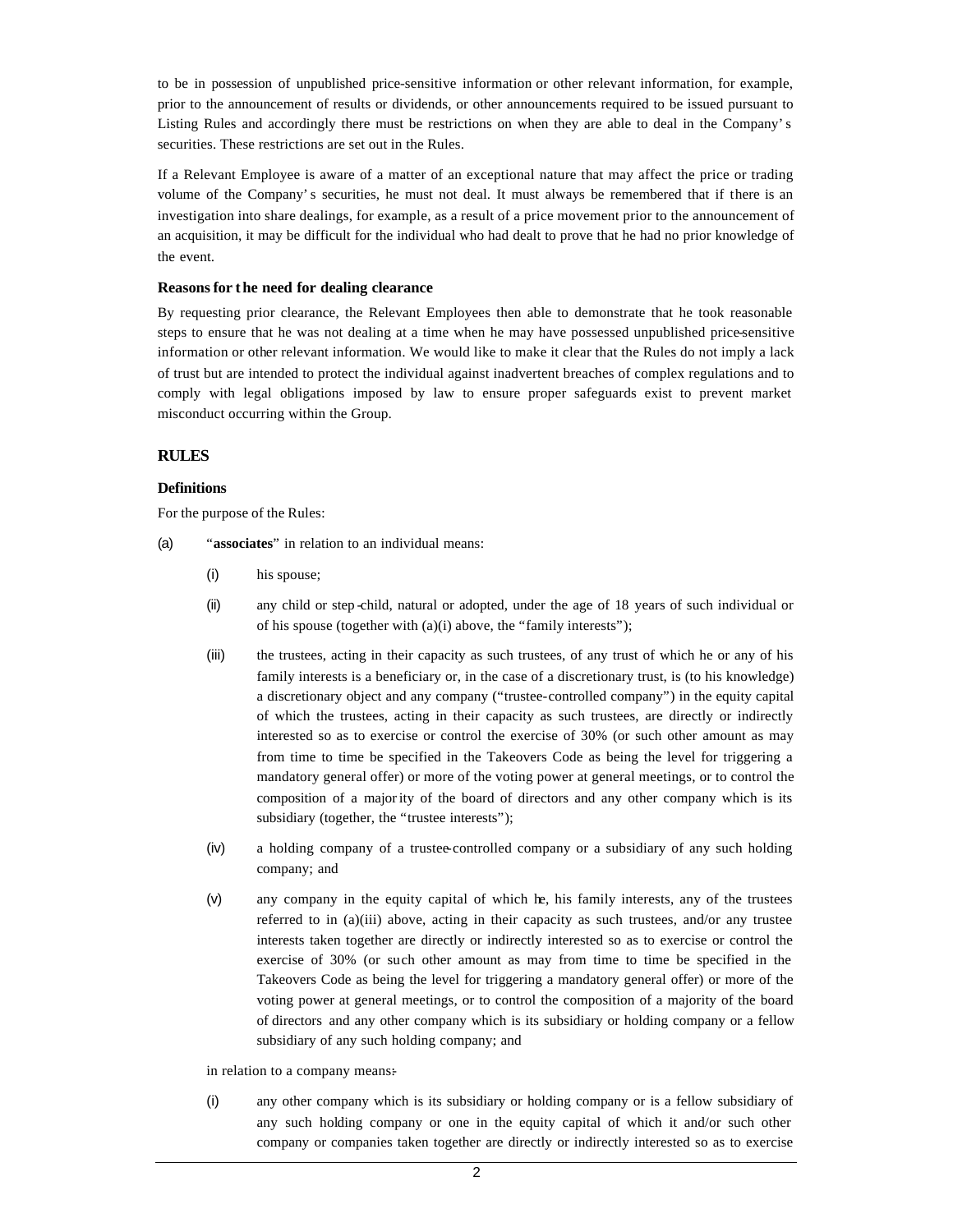to be in possession of unpublished price-sensitive information or other relevant information, for example, prior to the announcement of results or dividends, or other announcements required to be issued pursuant to Listing Rules and accordingly there must be restrictions on when they are able to deal in the Company's securities. These restrictions are set out in the Rules.

If a Relevant Employee is aware of a matter of an exceptional nature that may affect the price or trading volume of the Company's securities, he must not deal. It must always be remembered that if there is an investigation into share dealings, for example, as a result of a price movement prior to the announcement of an acquisition, it may be difficult for the individual who had dealt to prove that he had no prior knowledge of the event.

**Reasons for the need for dealing clearance**

By requesting prior clearance, the Relevant Employees then able to demonstrate that he took reasonable steps to ensure that he was not dealing at a time when he may have possessed unpublished price-sensitive information or other relevant information. We would like to make it clear that the Rules do not imply a lack of trust but are intended to protect the individual against inadvertent breaches of complex regulations and to comply with legal obligations imposed by law to ensure proper safeguards exist to prevent market misconduct occurring within the Group.

## RULES

**Definitions**

For the purpose of the Rules:

(a) "**associates**" in relation to an individual means:

(i) his spouse;

(ii) any child or step-child, natural or adopted, under the age of 18 years of such individual or of his spouse (together with (a)(i) above, the "family interests");

(iii) the trustees, acting in their capacity as such trustees, of any trust of which he or any of his family interests is a beneficiary or, in the case of a discretionary trust, is (to his knowledge) a discretionary object and any company ("trustee-controlled company") in the equity capital of which the trustees, acting in their capacity as such trustees, are directly or indirectly interested so as to exercise or control the exercise of 30% (or such other amount as may from time to time be specified in the Takeovers Code as being the level for triggering a mandatory general offer) or more of the voting power at general meetings, or to control the composition of a majority of the board of directors and any other company which is its subsidiary (together, the "trustee interests");

(iv) a holding company of a trustee-controlled company or a subsidiary of any such holding company; and

(v) any company in the equity capital of which he, his family interests, any of the trustees referred to in (a)(iii) above, acting in their capacity as such trustees, and/or any trustee interests taken together are directly or indirectly interested so as to exercise or control the exercise of 30% (or such other amount as may from time to time be specified in the Takeovers Code as being the level for triggering a mandatory general offer) or more of the voting power at general meetings, or to control the composition of a majority of the board of directors and any other company which is its subsidiary or holding company or a fellow subsidiary of any such holding company; and

in relation to a company means:-

(i) any other company which is its subsidiary or holding company or is a fellow subsidiary of any such holding company or one in the equity capital of which it and/or such other company or companies taken together are directly or indirectly interested so as to exercise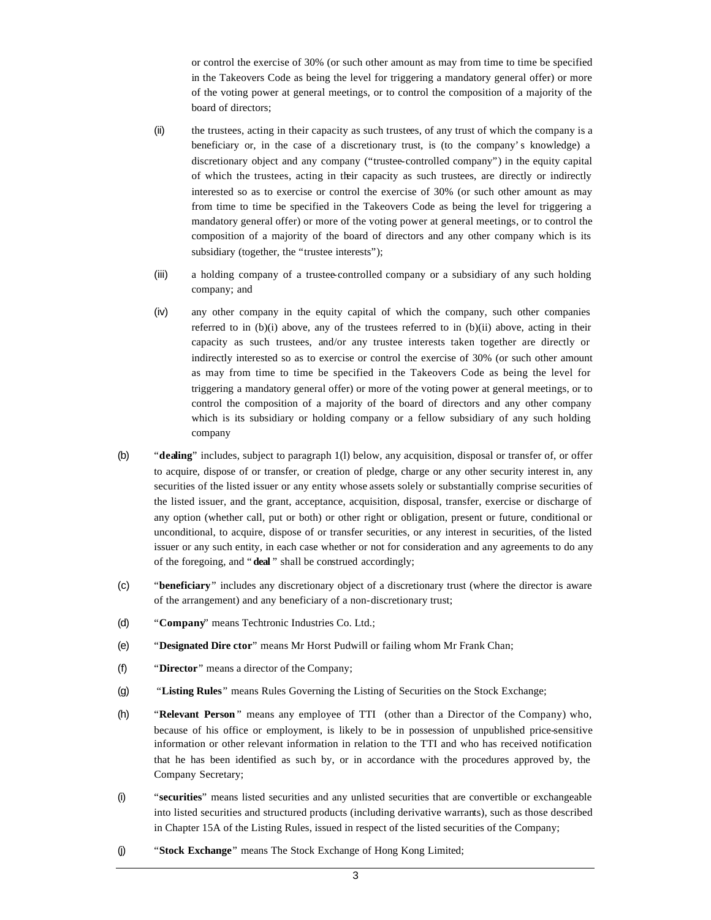or control the exercise of 30% (or such other amount as may from time to time be specified in the Takeovers Code as being the level for triggering a mandatory general offer) or more of the voting power at general meetings, or to control the composition of a majority of the board of directors;

(ii) the trustees, acting in their capacity as such trustees, of any trust of which the company is a beneficiary or, in the case of a discretionary trust, is (to the company's knowledge) a discretionary object and any company ("trustee-controlled company") in the equity capital of which the trustees, acting in their capacity as such trustees, are directly or indirectly interested so as to exercise or control the exercise of 30% (or such other amount as may from time to time be specified in the Takeovers Code as being the level for triggering a mandatory general offer) or more of the voting power at general meetings, or to control the composition of a majority of the board of directors and any other company which is its subsidiary (together, the "trustee interests");

(iii) a holding company of a trustee-controlled company or a subsidiary of any such holding company; and

(iv) any other company in the equity capital of which the company, such other companies referred to in (b)(i) above, any of the trustees referred to in (b)(ii) above, acting in their capacity as such trustees, and/or any trustee interests taken together are directly or indirectly interested so as to exercise or control the exercise of 30% (or such other amount as may from time to time be specified in the Takeovers Code as being the level for triggering a mandatory general offer) or more of the voting power at general meetings, or to control the composition of a majority of the board of directors and any other company which is its subsidiary or holding company or a fellow subsidiary of any such holding company

(b) "**dealing**" includes, subject to paragraph 1(l) below, any acquisition, disposal or transfer of, or offer to acquire, dispose of or transfer, or creation of pledge, charge or any other security interest in, any securities of the listed issuer or any entity whose assets solely or substantially comprise securities of the listed issuer, and the grant, acceptance, acquisition, disposal, transfer, exercise or discharge of any option (whether call, put or both) or other right or obligation, present or future, conditional or unconditional, to acquire, dispose of or transfer securities, or any interest in securities, of the listed issuer or any such entity, in each case whether or not for consideration and any agreements to do any of the foregoing, and "**deal**" shall be construed accordingly;

(c) "**beneficiary**" includes any discretionary object of a discretionary trust (where the director is aware of the arrangement) and any beneficiary of a non-discretionary trust;

(d) "**Company**" means Techtronic Industries Co. Ltd.;

(e) "**Designated Director**" means Mr Horst Pudwill or failing whom Mr Frank Chan;

(f) "**Director**" means a director of the Company;

(g) "**Listing Rules**" means Rules Governing the Listing of Securities on the Stock Exchange;

(h) "**Relevant Person**" means any employee of TTI (other than a Director of the Company) who, because of his office or employment, is likely to be in possession of unpublished price-sensitive information or other relevant information in relation to the TTI and who has received notification that he has been identified as such by, or in accordance with the procedures approved by, the Company Secretary;

(i) "**securities**" means listed securities and any unlisted securities that are convertible or exchangeable into listed securities and structured products (including derivative warrants), such as those described in Chapter 15A of the Listing Rules, issued in respect of the listed securities of the Company;

(j) "**Stock Exchange**" means The Stock Exchange of Hong Kong Limited;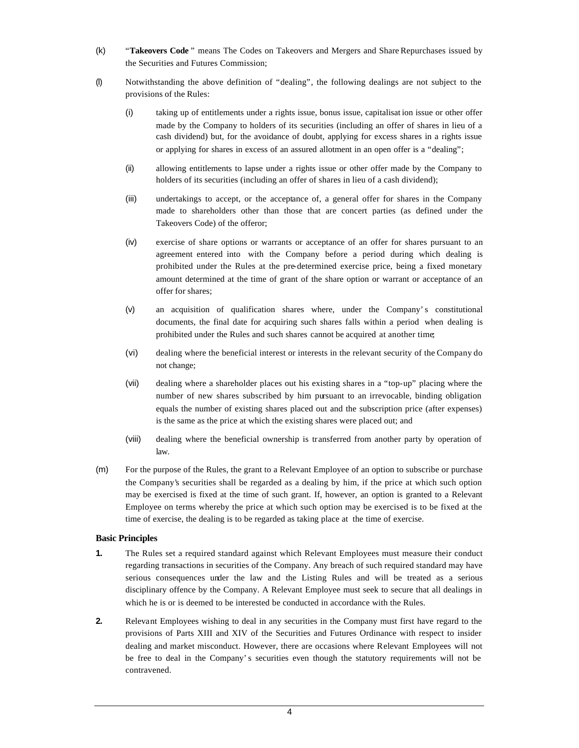(k) "**Takeovers Code**" means The Codes on Takeovers and Mergers and Share Repurchases issued by the Securities and Futures Commission;

(l) Notwithstanding the above definition of "dealing", the following dealings are not subject to the provisions of the Rules:

  (i) taking up of entitlements under a rights issue, bonus issue, capitalisation issue or other offer made by the Company to holders of its securities (including an offer of shares in lieu of a cash dividend) but, for the avoidance of doubt, applying for excess shares in a rights issue or applying for shares in excess of an assured allotment in an open offer is a "dealing";

  (ii) allowing entitlements to lapse under a rights issue or other offer made by the Company to holders of its securities (including an offer of shares in lieu of a cash dividend);

  (iii) undertakings to accept, or the acceptance of, a general offer for shares in the Company made to shareholders other than those that are concert parties (as defined under the Takeovers Code) of the offeror;

  (iv) exercise of share options or warrants or acceptance of an offer for shares pursuant to an agreement entered into with the Company before a period during which dealing is prohibited under the Rules at the pre-determined exercise price, being a fixed monetary amount determined at the time of grant of the share option or warrant or acceptance of an offer for shares;

  (v) an acquisition of qualification shares where, under the Company's constitutional documents, the final date for acquiring such shares falls within a period when dealing is prohibited under the Rules and such shares cannot be acquired at another time;

  (vi) dealing where the beneficial interest or interests in the relevant security of the Company do not change;

  (vii) dealing where a shareholder places out his existing shares in a "top-up" placing where the number of new shares subscribed by him pursuant to an irrevocable, binding obligation equals the number of existing shares placed out and the subscription price (after expenses) is the same as the price at which the existing shares were placed out; and

  (viii) dealing where the beneficial ownership is transferred from another party by operation of law.

(m) For the purpose of the Rules, the grant to a Relevant Employee of an option to subscribe or purchase the Company's securities shall be regarded as a dealing by him, if the price at which such option may be exercised is fixed at the time of such grant. If, however, an option is granted to a Relevant Employee on terms whereby the price at which such option may be exercised is to be fixed at the time of exercise, the dealing is to be regarded as taking place at the time of exercise.

**Basic Principles**

**1.** The Rules set a required standard against which Relevant Employees must measure their conduct regarding transactions in securities of the Company. Any breach of such required standard may have serious consequences under the law and the Listing Rules and will be treated as a serious disciplinary offence by the Company. A Relevant Employee must seek to secure that all dealings in which he is or is deemed to be interested be conducted in accordance with the Rules.

**2.** Relevant Employees wishing to deal in any securities in the Company must first have regard to the provisions of Parts XIII and XIV of the Securities and Futures Ordinance with respect to insider dealing and market misconduct. However, there are occasions where Relevant Employees will not be free to deal in the Company's securities even though the statutory requirements will not be contravened.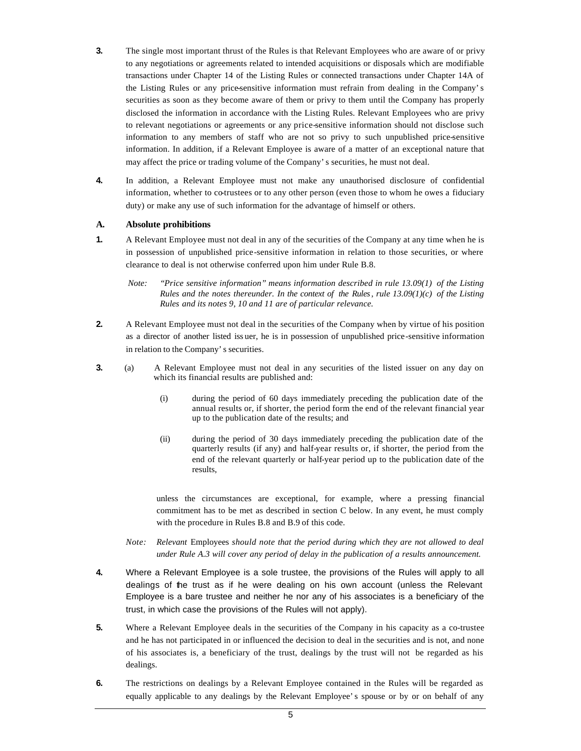**3.** The single most important thrust of the Rules is that Relevant Employees who are aware of or privy to any negotiations or agreements related to intended acquisitions or disposals which are modifiable transactions under Chapter 14 of the Listing Rules or connected transactions under Chapter 14A of the Listing Rules or any price-sensitive information must refrain from dealing in the Company's securities as soon as they become aware of them or privy to them until the Company has properly disclosed the information in accordance with the Listing Rules. Relevant Employees who are privy to relevant negotiations or agreements or any price-sensitive information should not disclose such information to any members of staff who are not so privy to such unpublished price-sensitive information. In addition, if a Relevant Employee is aware of a matter of an exceptional nature that may affect the price or trading volume of the Company's securities, he must not deal.

**4.** In addition, a Relevant Employee must not make any unauthorised disclosure of confidential information, whether to co-trustees or to any other person (even those to whom he owes a fiduciary duty) or make any use of such information for the advantage of himself or others.

## A. Absolute prohibitions

**1.** A Relevant Employee must not deal in any of the securities of the Company at any time when he is in possession of unpublished price-sensitive information in relation to those securities, or where clearance to deal is not otherwise conferred upon him under Rule B.8.

*Note: "Price sensitive information" means information described in rule 13.09(1) of the Listing Rules and the notes thereunder. In the context of the Rules, rule 13.09(1)(c) of the Listing Rules and its notes 9, 10 and 11 are of particular relevance.*

**2.** A Relevant Employee must not deal in the securities of the Company when by virtue of his position as a director of another listed issuer, he is in possession of unpublished price-sensitive information in relation to the Company's securities.

**3.** (a) A Relevant Employee must not deal in any securities of the listed issuer on any day on which its financial results are published and:

(i) during the period of 60 days immediately preceding the publication date of the annual results or, if shorter, the period form the end of the relevant financial year up to the publication date of the results; and

(ii) during the period of 30 days immediately preceding the publication date of the quarterly results (if any) and half-year results or, if shorter, the period from the end of the relevant quarterly or half-year period up to the publication date of the results,

unless the circumstances are exceptional, for example, where a pressing financial commitment has to be met as described in section C below. In any event, he must comply with the procedure in Rules B.8 and B.9 of this code.

*Note: Relevant* Employees *should note that the period during which they are not allowed to deal under Rule A.3 will cover any period of delay in the publication of a results announcement.*

**4.** Where a Relevant Employee is a sole trustee, the provisions of the Rules will apply to all dealings of the trust as if he were dealing on his own account (unless the Relevant Employee is a bare trustee and neither he nor any of his associates is a beneficiary of the trust, in which case the provisions of the Rules will not apply).

**5.** Where a Relevant Employee deals in the securities of the Company in his capacity as a co-trustee and he has not participated in or influenced the decision to deal in the securities and is not, and none of his associates is, a beneficiary of the trust, dealings by the trust will not be regarded as his dealings.

**6.** The restrictions on dealings by a Relevant Employee contained in the Rules will be regarded as equally applicable to any dealings by the Relevant Employee's spouse or by or on behalf of any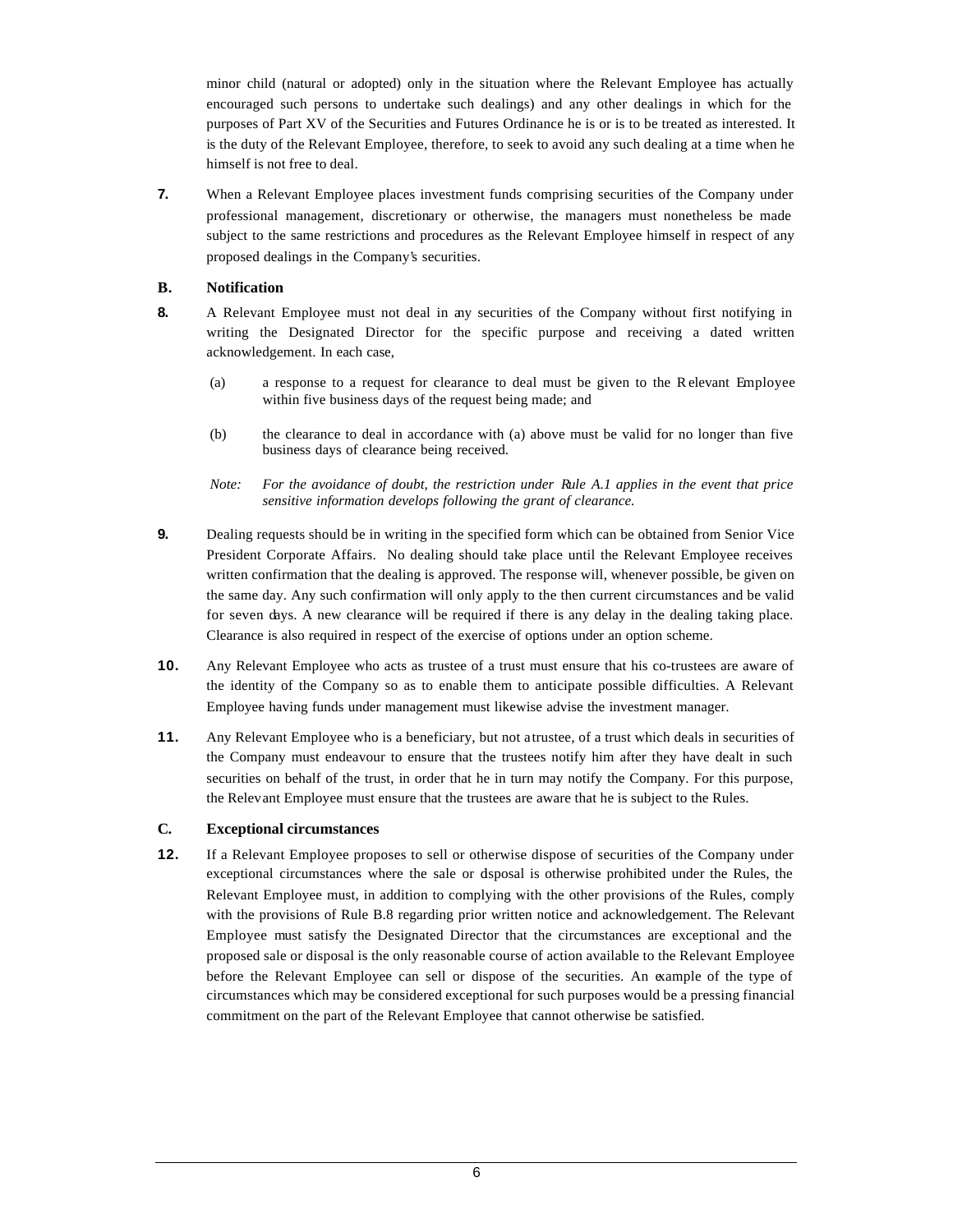minor child (natural or adopted) only in the situation where the Relevant Employee has actually encouraged such persons to undertake such dealings) and any other dealings in which for the purposes of Part XV of the Securities and Futures Ordinance he is or is to be treated as interested. It is the duty of the Relevant Employee, therefore, to seek to avoid any such dealing at a time when he himself is not free to deal.

**7.** When a Relevant Employee places investment funds comprising securities of the Company under professional management, discretionary or otherwise, the managers must nonetheless be made subject to the same restrictions and procedures as the Relevant Employee himself in respect of any proposed dealings in the Company's securities.

## B. Notification

**8.** A Relevant Employee must not deal in any securities of the Company without first notifying in writing the Designated Director for the specific purpose and receiving a dated written acknowledgement. In each case,

(a) a response to a request for clearance to deal must be given to the Relevant Employee within five business days of the request being made; and

(b) the clearance to deal in accordance with (a) above must be valid for no longer than five business days of clearance being received.

*Note: For the avoidance of doubt, the restriction under Rule A.1 applies in the event that price sensitive information develops following the grant of clearance.*

**9.** Dealing requests should be in writing in the specified form which can be obtained from Senior Vice President Corporate Affairs. No dealing should take place until the Relevant Employee receives written confirmation that the dealing is approved. The response will, whenever possible, be given on the same day. Any such confirmation will only apply to the then current circumstances and be valid for seven days. A new clearance will be required if there is any delay in the dealing taking place. Clearance is also required in respect of the exercise of options under an option scheme.

**10.** Any Relevant Employee who acts as trustee of a trust must ensure that his co-trustees are aware of the identity of the Company so as to enable them to anticipate possible difficulties. A Relevant Employee having funds under management must likewise advise the investment manager.

**11.** Any Relevant Employee who is a beneficiary, but not a trustee, of a trust which deals in securities of the Company must endeavour to ensure that the trustees notify him after they have dealt in such securities on behalf of the trust, in order that he in turn may notify the Company. For this purpose, the Relevant Employee must ensure that the trustees are aware that he is subject to the Rules.

## C. Exceptional circumstances

**12.** If a Relevant Employee proposes to sell or otherwise dispose of securities of the Company under exceptional circumstances where the sale or disposal is otherwise prohibited under the Rules, the Relevant Employee must, in addition to complying with the other provisions of the Rules, comply with the provisions of Rule B.8 regarding prior written notice and acknowledgement. The Relevant Employee must satisfy the Designated Director that the circumstances are exceptional and the proposed sale or disposal is the only reasonable course of action available to the Relevant Employee before the Relevant Employee can sell or dispose of the securities. An example of the type of circumstances which may be considered exceptional for such purposes would be a pressing financial commitment on the part of the Relevant Employee that cannot otherwise be satisfied.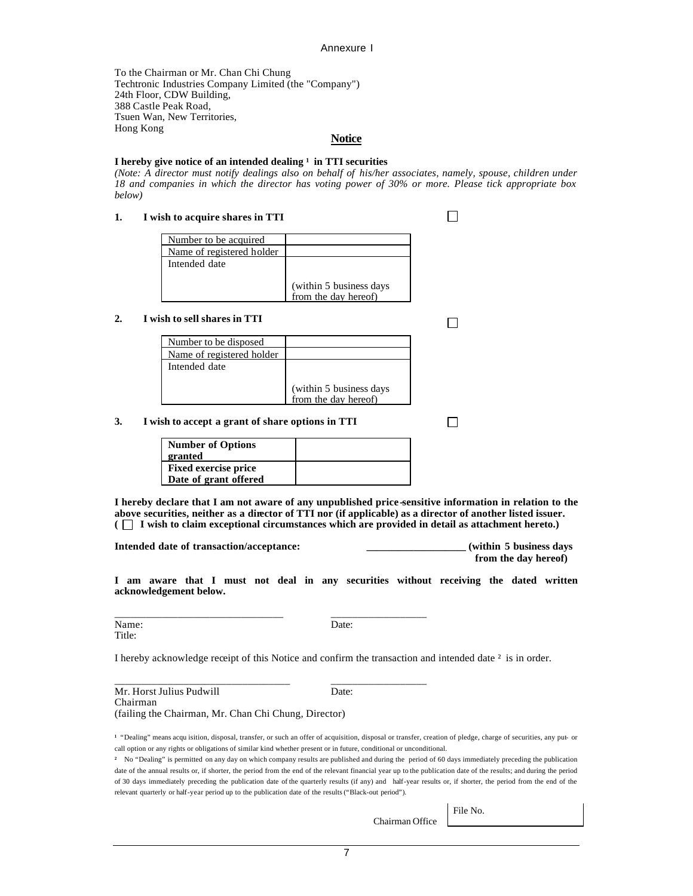Annexure I

To the Chairman or Mr. Chan Chi Chung
Techtronic Industries Company Limited (the "Company")
24th Floor, CDW Building,
388 Castle Peak Road,
Tsuen Wan, New Territories,
Hong Kong

## Notice

**I hereby give notice of an intended dealing [1] in TTI securities**

*(Note: A director must notify dealings also on behalf of his/her associates, namely, spouse, children under 18 and companies in which the director has voting power of 30% or more. Please tick appropriate box below)*

**1. I wish to acquire shares in TTI** ☐

| | |
|---|---|
| Number to be acquired | |
| Name of registered holder | |
| Intended date | (within 5 business days from the day hereof) |

**2. I wish to sell shares in TTI** ☐

| | |
|---|---|
| Number to be disposed | |
| Name of registered holder | |
| Intended date | (within 5 business days from the day hereof) |

**3. I wish to accept a grant of share options in TTI** ☐

| | |
|---|---|
| **Number of Options granted** | |
| **Fixed exercise price** **Date of grant offered** | |

**I hereby declare that I am not aware of any unpublished price-sensitive information in relation to the above securities, neither as a director of TTI nor (if applicable) as a director of another listed issuer.**
**( ☐ I wish to claim exceptional circumstances which are provided in detail as attachment hereto.)**

**Intended date of transaction/acceptance:** __________________ **(within 5 business days from the day hereof)**

**I am aware that I must not deal in any securities without receiving the dated written acknowledgement below.**

________________________________ __________________
Name: Date:
Title:

I hereby acknowledge receipt of this Notice and confirm the transaction and intended date [2] is in order.

________________________________ __________________
Mr. Horst Julius Pudwill Date:
Chairman
(failing the Chairman, Mr. Chan Chi Chung, Director)

[1] "Dealing" means acquisition, disposal, transfer, or such an offer of acquisition, disposal or transfer, creation of pledge, charge of securities, any put- or call option or any rights or obligations of similar kind whether present or in future, conditional or unconditional.

[2] No "Dealing" is permitted on any day on which company results are published and during the period of 60 days immediately preceding the publication date of the annual results or, if shorter, the period from the end of the relevant financial year up to the publication date of the results; and during the period of 30 days immediately preceding the publication date of the quarterly results (if any) and half-year results or, if shorter, the period from the end of the relevant quarterly or half-year period up to the publication date of the results ("Black-out period").

Chairman Office | File No.